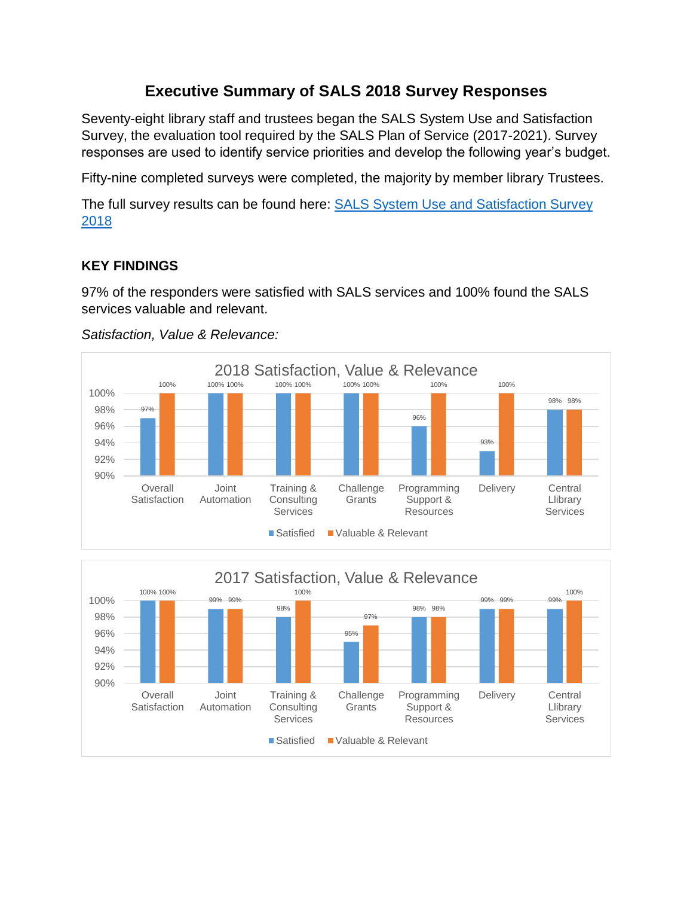# Executive Summary of SALS 2018 Survey Responses

Seventy-eight library staff and trustees began the SALS System Use and Satisfaction Survey, the evaluation tool required by the SALS Plan of Service (2017-2021). Survey responses are used to identify service priorities and develop the following year's budget.

Fifty-nine completed surveys were completed, the majority by member library Trustees.

The full survey results can be found here: [SALS System Use and Satisfaction Survey 2018]()

## KEY FINDINGS

97% of the responders were satisfied with SALS services and 100% found the SALS services valuable and relevant.

*Satisfaction, Value & Relevance:*

**2018 Satisfaction, Value & Relevance**

| | Satisfied | Valuable & Relevant |
|---|---|---|
| Overall Satisfaction | 97% | 100% |
| Joint Automation | 100% | 100% |
| Training & Consulting Services | 100% | 100% |
| Challenge Grants | 100% | 100% |
| Programming Support & Resources | 96% | 100% |
| Delivery | 93% | 100% |
| Central Llibrary Services | 98% | 98% |

**2017 Satisfaction, Value & Relevance**

| | Satisfied | Valuable & Relevant |
|---|---|---|
| Overall Satisfaction | 100% | 100% |
| Joint Automation | 99% | 99% |
| Training & Consulting Services | 98% | 100% |
| Challenge Grants | 95% | 97% |
| Programming Support & Resources | 98% | 98% |
| Delivery | 99% | 99% |
| Central Llibrary Services | 99% | 100% |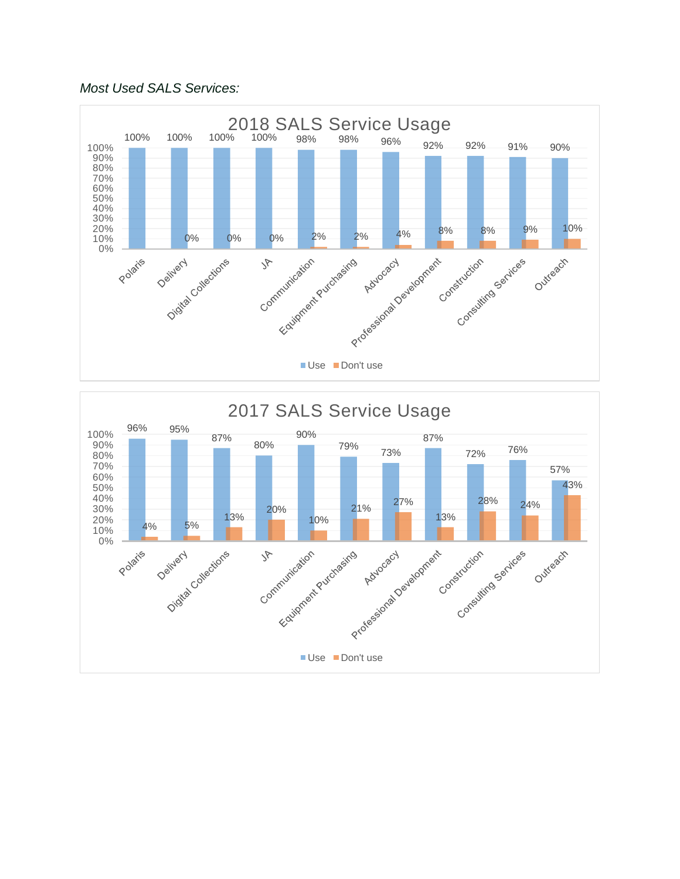*Most Used SALS Services:*

**2018 SALS Service Usage**

| Service | Use | Don't use |
| --- | --- | --- |
| Polaris | 100% | |
| Delivery | 100% | 0% |
| Digital Collections | 100% | 0% |
| JA | 100% | 0% |
| Communication | 98% | 2% |
| Equipment Purchasing | 98% | 2% |
| Advocacy | 96% | 4% |
| Professional Development | 92% | 8% |
| Construction | 92% | 8% |
| Consulting Services | 91% | 9% |
| Outreach | 90% | 10% |

**2017 SALS Service Usage**

| Service | Use | Don't use |
| --- | --- | --- |
| Polaris | 96% | 4% |
| Delivery | 95% | 5% |
| Digital Collections | 87% | 13% |
| JA | 80% | 20% |
| Communication | 90% | 10% |
| Equipment Purchasing | 79% | 21% |
| Advocacy | 73% | 27% |
| Professional Development | 87% | 13% |
| Construction | 72% | 28% |
| Consulting Services | 76% | 24% |
| Outreach | 57% | 43% |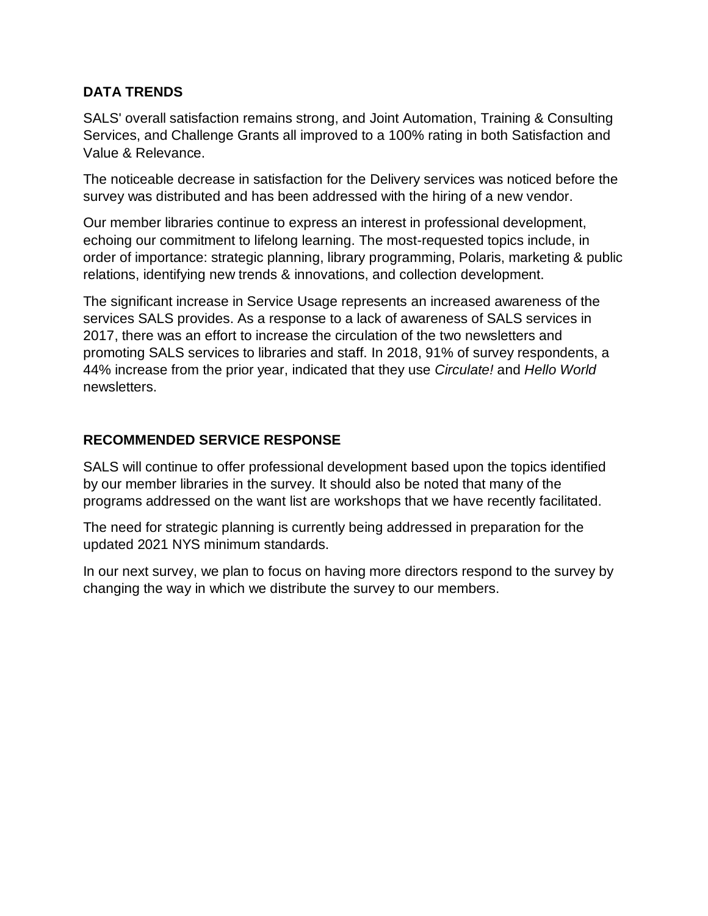## DATA TRENDS

SALS' overall satisfaction remains strong, and Joint Automation, Training & Consulting Services, and Challenge Grants all improved to a 100% rating in both Satisfaction and Value & Relevance.

The noticeable decrease in satisfaction for the Delivery services was noticed before the survey was distributed and has been addressed with the hiring of a new vendor.

Our member libraries continue to express an interest in professional development, echoing our commitment to lifelong learning. The most-requested topics include, in order of importance: strategic planning, library programming, Polaris, marketing & public relations, identifying new trends & innovations, and collection development.

The significant increase in Service Usage represents an increased awareness of the services SALS provides. As a response to a lack of awareness of SALS services in 2017, there was an effort to increase the circulation of the two newsletters and promoting SALS services to libraries and staff. In 2018, 91% of survey respondents, a 44% increase from the prior year, indicated that they use *Circulate!* and *Hello World* newsletters.

## RECOMMENDED SERVICE RESPONSE

SALS will continue to offer professional development based upon the topics identified by our member libraries in the survey. It should also be noted that many of the programs addressed on the want list are workshops that we have recently facilitated.

The need for strategic planning is currently being addressed in preparation for the updated 2021 NYS minimum standards.

In our next survey, we plan to focus on having more directors respond to the survey by changing the way in which we distribute the survey to our members.